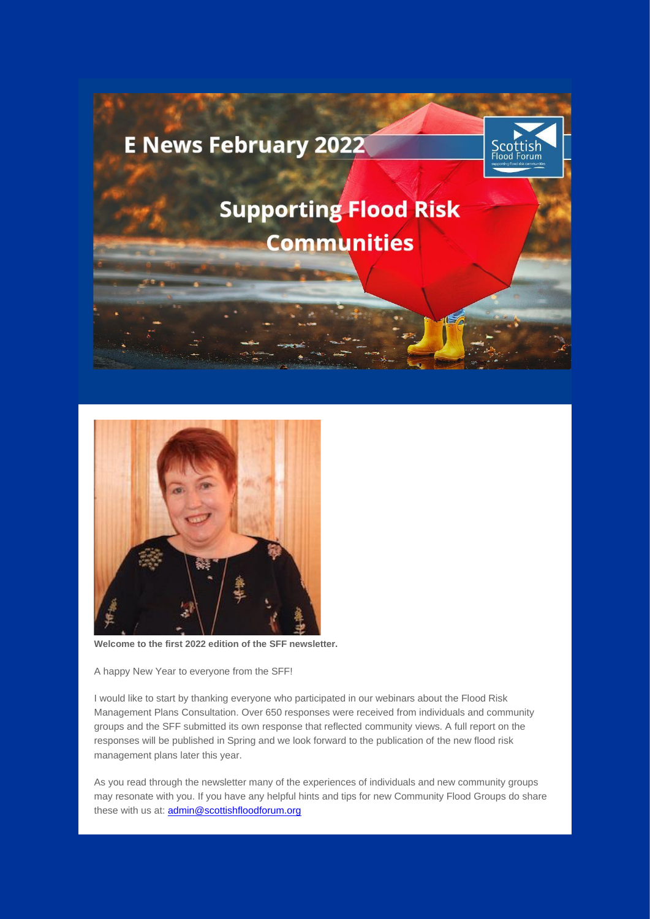# E News February 2022

## Supporting Flood Risk Communities

**Welcome to the first 2022 edition of the SFF newsletter.**

A happy New Year to everyone from the SFF!

I would like to start by thanking everyone who participated in our webinars about the Flood Risk Management Plans Consultation. Over 650 responses were received from individuals and community groups and the SFF submitted its own response that reflected community views. A full report on the responses will be published in Spring and we look forward to the publication of the new flood risk management plans later this year.

As you read through the newsletter many of the experiences of individuals and new community groups may resonate with you. If you have any helpful hints and tips for new Community Flood Groups do share these with us at: admin@scottishfloodforum.org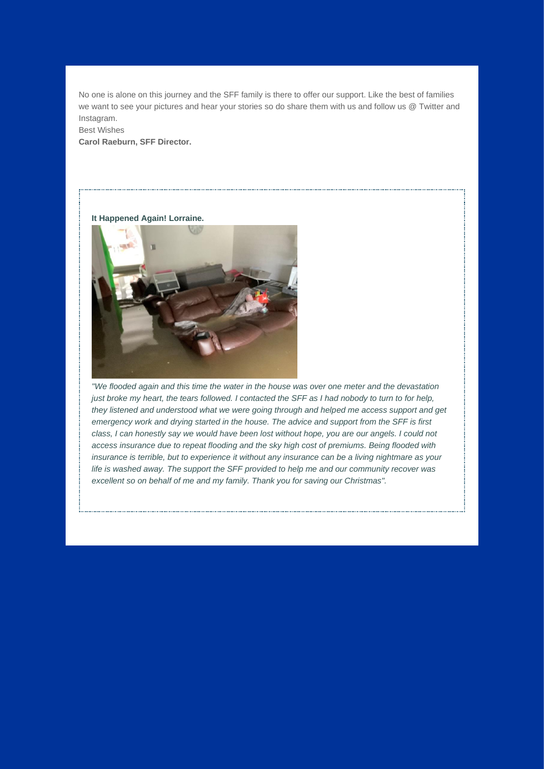No one is alone on this journey and the SFF family is there to offer our support. Like the best of families we want to see your pictures and hear your stories so do share them with us and follow us @ Twitter and Instagram.

Best Wishes

**Carol Raeburn, SFF Director.**

**It Happened Again! Lorraine.**

*"We flooded again and this time the water in the house was over one meter and the devastation just broke my heart, the tears followed. I contacted the SFF as I had nobody to turn to for help, they listened and understood what we were going through and helped me access support and get emergency work and drying started in the house. The advice and support from the SFF is first class, I can honestly say we would have been lost without hope, you are our angels. I could not access insurance due to repeat flooding and the sky high cost of premiums. Being flooded with insurance is terrible, but to experience it without any insurance can be a living nightmare as your life is washed away. The support the SFF provided to help me and our community recover was excellent so on behalf of me and my family. Thank you for saving our Christmas".*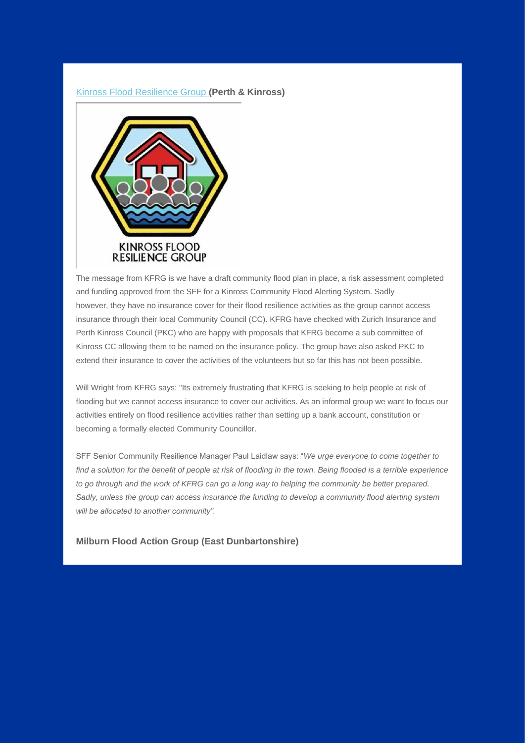Kinross Flood Resilience Group **(Perth & Kinross)**

KINROSS FLOOD RESILIENCE GROUP

The message from KFRG is we have a draft community flood plan in place, a risk assessment completed and funding approved from the SFF for a Kinross Community Flood Alerting System. Sadly however, they have no insurance cover for their flood resilience activities as the group cannot access insurance through their local Community Council (CC). KFRG have checked with Zurich Insurance and Perth Kinross Council (PKC) who are happy with proposals that KFRG become a sub committee of Kinross CC allowing them to be named on the insurance policy. The group have also asked PKC to extend their insurance to cover the activities of the volunteers but so far this has not been possible.

Will Wright from KFRG says: "Its extremely frustrating that KFRG is seeking to help people at risk of flooding but we cannot access insurance to cover our activities. As an informal group we want to focus our activities entirely on flood resilience activities rather than setting up a bank account, constitution or becoming a formally elected Community Councillor.

SFF Senior Community Resilience Manager Paul Laidlaw says: "*We urge everyone to come together to find a solution for the benefit of people at risk of flooding in the town. Being flooded is a terrible experience to go through and the work of KFRG can go a long way to helping the community be better prepared. Sadly, unless the group can access insurance the funding to develop a community flood alerting system will be allocated to another community".*

**Milburn Flood Action Group (East Dunbartonshire)**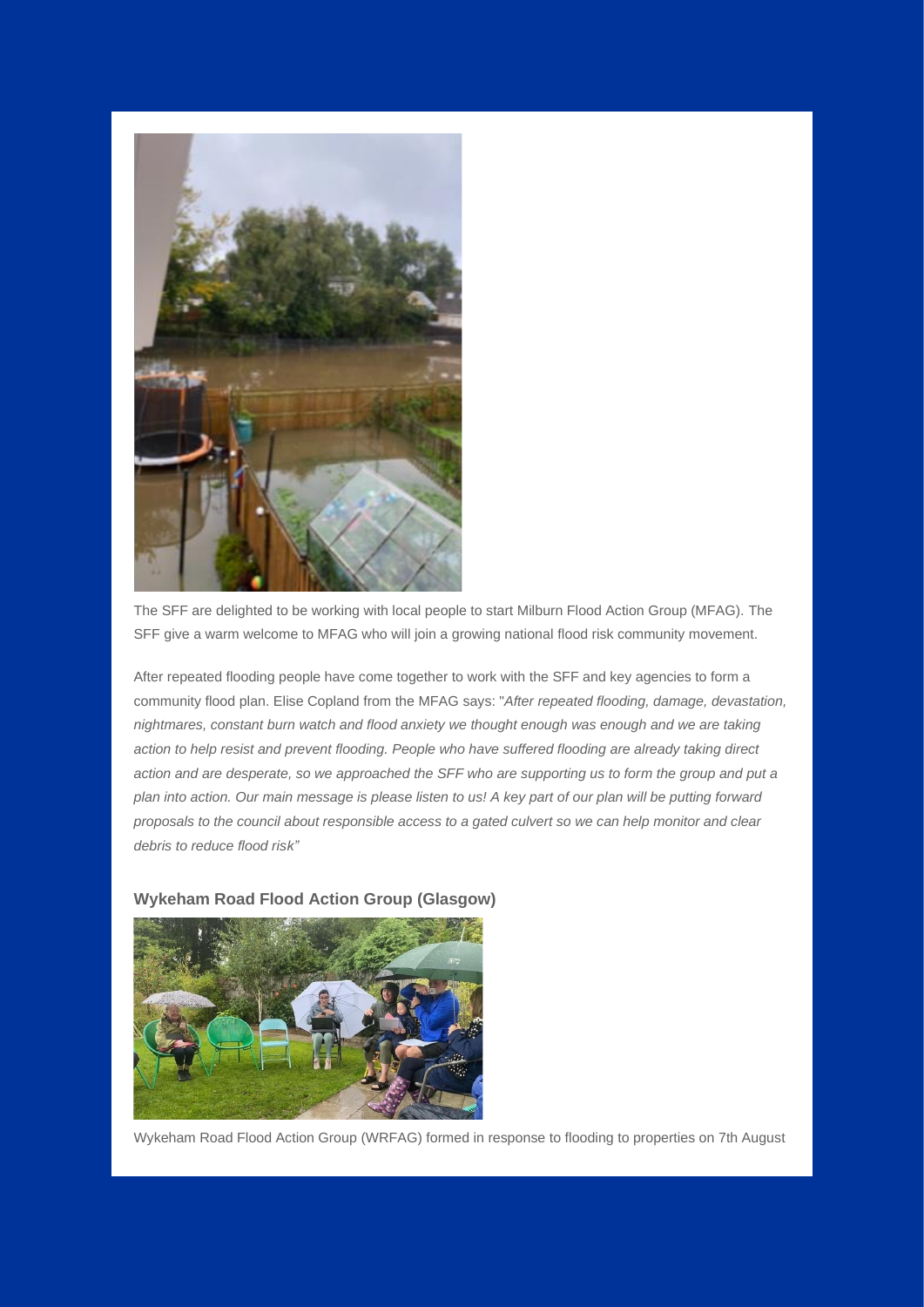The SFF are delighted to be working with local people to start Milburn Flood Action Group (MFAG). The SFF give a warm welcome to MFAG who will join a growing national flood risk community movement.

After repeated flooding people have come together to work with the SFF and key agencies to form a community flood plan. Elise Copland from the MFAG says: "*After repeated flooding, damage, devastation, nightmares, constant burn watch and flood anxiety we thought enough was enough and we are taking action to help resist and prevent flooding. People who have suffered flooding are already taking direct action and are desperate, so we approached the SFF who are supporting us to form the group and put a plan into action. Our main message is please listen to us! A key part of our plan will be putting forward proposals to the council about responsible access to a gated culvert so we can help monitor and clear debris to reduce flood risk"*

### Wykeham Road Flood Action Group (Glasgow)

Wykeham Road Flood Action Group (WRFAG) formed in response to flooding to properties on 7th August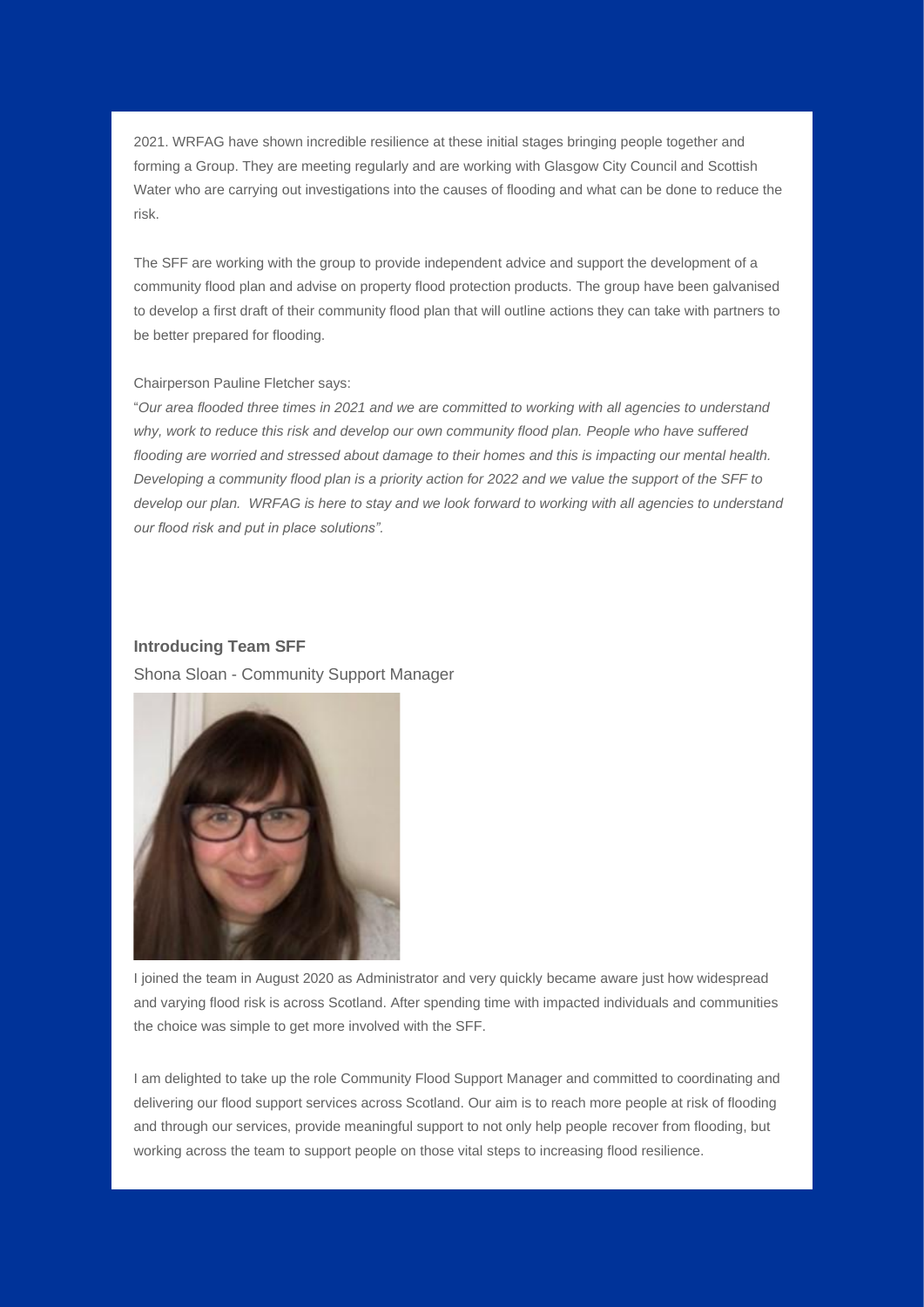2021. WRFAG have shown incredible resilience at these initial stages bringing people together and forming a Group. They are meeting regularly and are working with Glasgow City Council and Scottish Water who are carrying out investigations into the causes of flooding and what can be done to reduce the risk.

The SFF are working with the group to provide independent advice and support the development of a community flood plan and advise on property flood protection products. The group have been galvanised to develop a first draft of their community flood plan that will outline actions they can take with partners to be better prepared for flooding.

Chairperson Pauline Fletcher says:

"*Our area flooded three times in 2021 and we are committed to working with all agencies to understand why, work to reduce this risk and develop our own community flood plan. People who have suffered flooding are worried and stressed about damage to their homes and this is impacting our mental health. Developing a community flood plan is a priority action for 2022 and we value the support of the SFF to develop our plan. WRFAG is here to stay and we look forward to working with all agencies to understand our flood risk and put in place solutions".*

**Introducing Team SFF**

Shona Sloan - Community Support Manager

I joined the team in August 2020 as Administrator and very quickly became aware just how widespread and varying flood risk is across Scotland. After spending time with impacted individuals and communities the choice was simple to get more involved with the SFF.

I am delighted to take up the role Community Flood Support Manager and committed to coordinating and delivering our flood support services across Scotland. Our aim is to reach more people at risk of flooding and through our services, provide meaningful support to not only help people recover from flooding, but working across the team to support people on those vital steps to increasing flood resilience.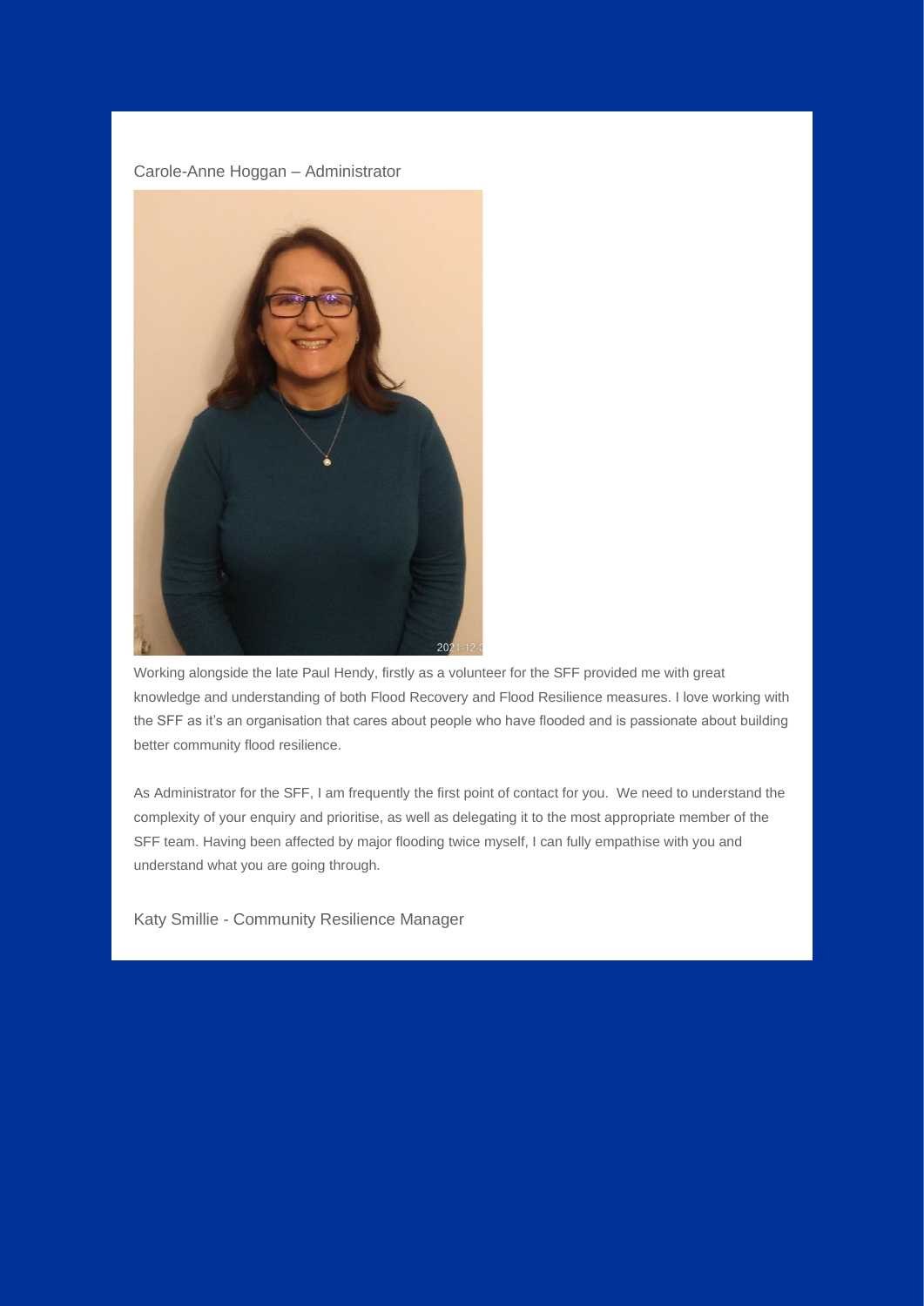Carole-Anne Hoggan – Administrator

Working alongside the late Paul Hendy, firstly as a volunteer for the SFF provided me with great knowledge and understanding of both Flood Recovery and Flood Resilience measures. I love working with the SFF as it's an organisation that cares about people who have flooded and is passionate about building better community flood resilience.

As Administrator for the SFF, I am frequently the first point of contact for you. We need to understand the complexity of your enquiry and prioritise, as well as delegating it to the most appropriate member of the SFF team. Having been affected by major flooding twice myself, I can fully empathise with you and understand what you are going through.

Katy Smillie - Community Resilience Manager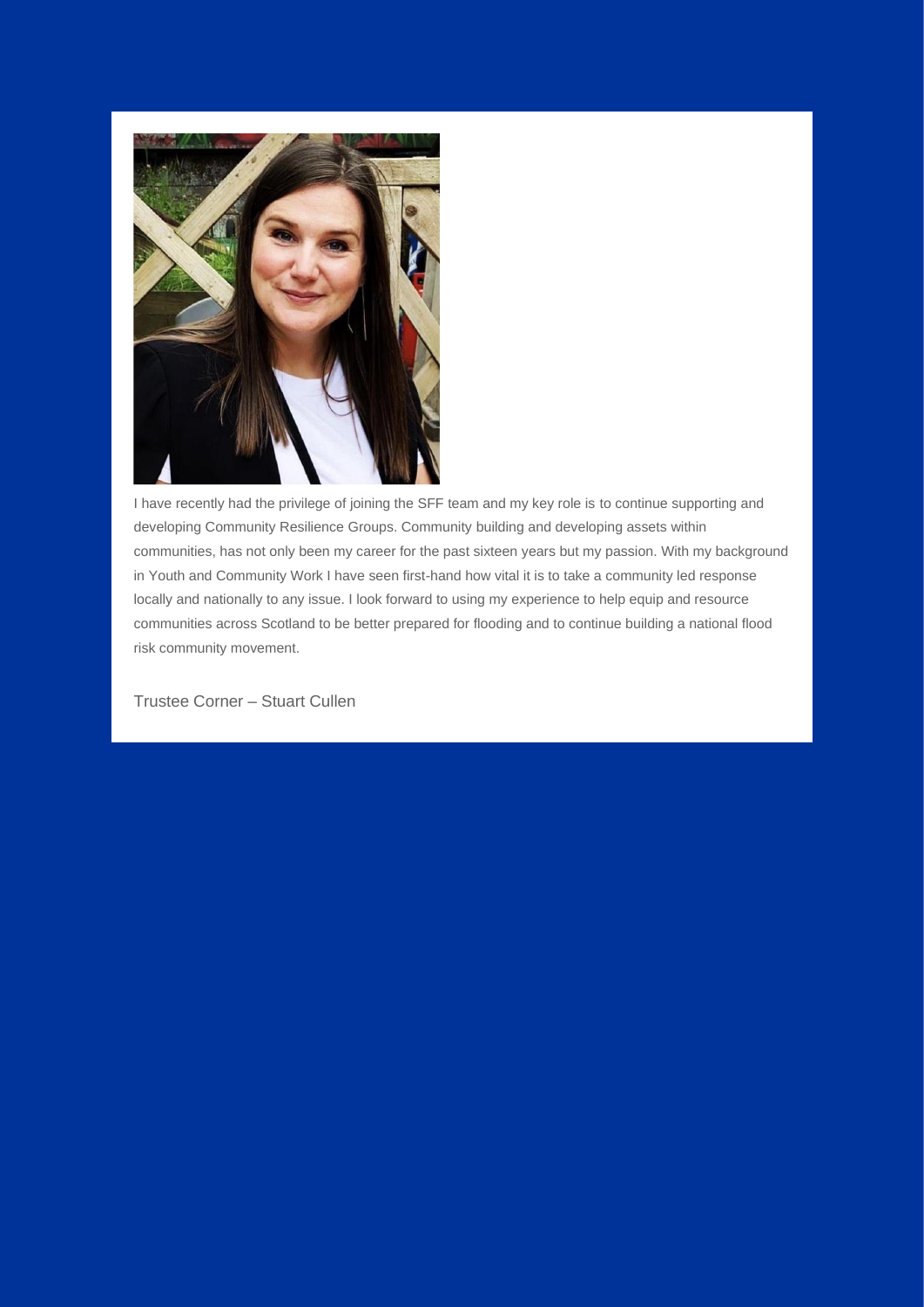I have recently had the privilege of joining the SFF team and my key role is to continue supporting and developing Community Resilience Groups. Community building and developing assets within communities, has not only been my career for the past sixteen years but my passion. With my background in Youth and Community Work I have seen first-hand how vital it is to take a community led response locally and nationally to any issue. I look forward to using my experience to help equip and resource communities across Scotland to be better prepared for flooding and to continue building a national flood risk community movement.

Trustee Corner – Stuart Cullen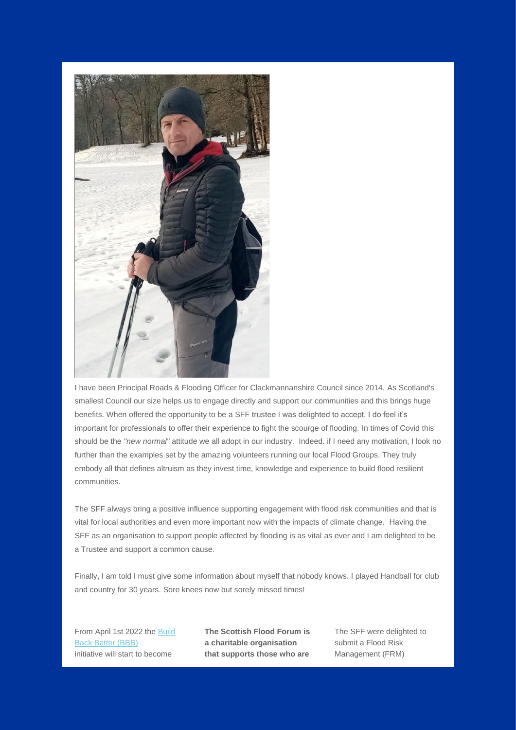I have been Principal Roads & Flooding Officer for Clackmannanshire Council since 2014. As Scotland's smallest Council our size helps us to engage directly and support our communities and this brings huge benefits. When offered the opportunity to be a SFF trustee I was delighted to accept. I do feel it's important for professionals to offer their experience to fight the scourge of flooding. In times of Covid this should be the *"new normal"* attitude we all adopt in our industry. Indeed. if I need any motivation, I look no further than the examples set by the amazing volunteers running our local Flood Groups. They truly embody all that defines altruism as they invest time, knowledge and experience to build flood resilient communities.

The SFF always bring a positive influence supporting engagement with flood risk communities and that is vital for local authorities and even more important now with the impacts of climate change. Having the SFF as an organisation to support people affected by flooding is as vital as ever and I am delighted to be a Trustee and support a common cause.

Finally, I am told I must give some information about myself that nobody knows. I played Handball for club and country for 30 years. Sore knees now but sorely missed times!

From April 1st 2022 the Build Back Better (BBB) initiative will start to become

**The Scottish Flood Forum is a charitable organisation that supports those who are**

The SFF were delighted to submit a Flood Risk Management (FRM)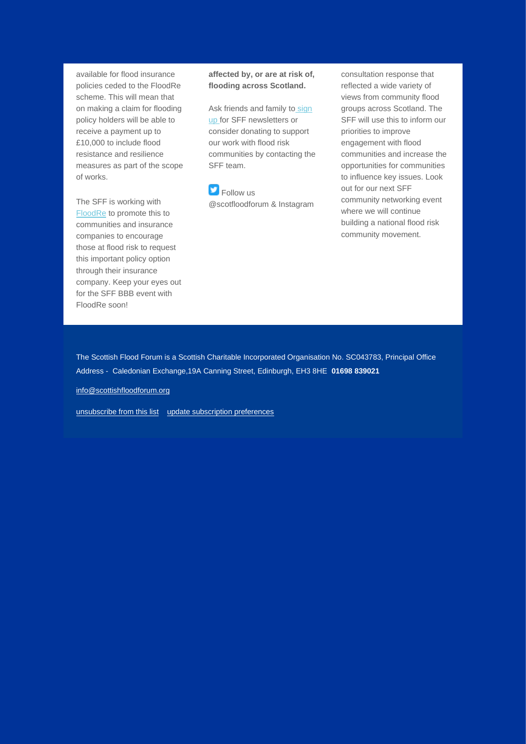available for flood insurance policies ceded to the FloodRe scheme. This will mean that on making a claim for flooding policy holders will be able to receive a payment up to £10,000 to include flood resistance and resilience measures as part of the scope of works.

The SFF is working with FloodRe to promote this to communities and insurance companies to encourage those at flood risk to request this important policy option through their insurance company. Keep your eyes out for the SFF BBB event with FloodRe soon!

**affected by, or are at risk of, flooding across Scotland.**

Ask friends and family to sign up for SFF newsletters or consider donating to support our work with flood risk communities by contacting the SFF team.

Follow us @scotfloodforum & Instagram

consultation response that reflected a wide variety of views from community flood groups across Scotland. The SFF will use this to inform our priorities to improve engagement with flood communities and increase the opportunities for communities to influence key issues. Look out for our next SFF community networking event where we will continue building a national flood risk community movement.

The Scottish Flood Forum is a Scottish Charitable Incorporated Organisation No. SC043783, Principal Office Address - Caledonian Exchange,19A Canning Street, Edinburgh, EH3 8HE **01698 839021**

info@scottishfloodforum.org

unsubscribe from this list update subscription preferences